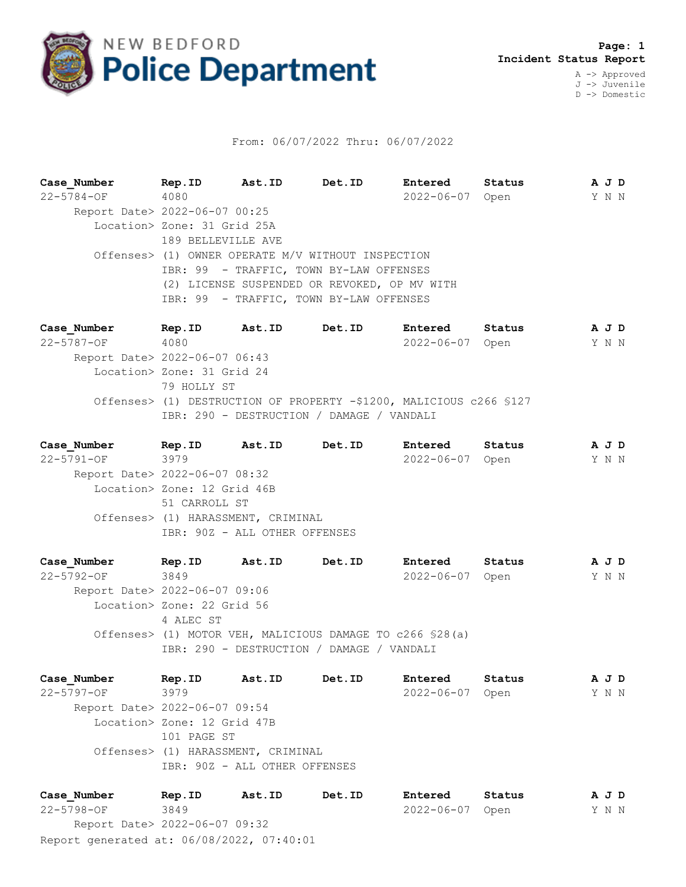# NEW BEDFORD Police Department

**Incident Status Report**

A -> Approved
J -> Juvenile
D -> Domestic

From: 06/07/2022 Thru: 06/07/2022

| Case_Number | Rep.ID | Ast.ID | Det.ID | Entered | Status | A J D |
|---|---|---|---|---|---|---|
| 22-5784-OF | 4080 | | | 2022-06-07 | Open | Y N N |

Report Date> 2022-06-07 00:25
Location> Zone: 31 Grid 25A
189 BELLEVILLE AVE
Offenses> (1) OWNER OPERATE M/V WITHOUT INSPECTION
IBR: 99 - TRAFFIC, TOWN BY-LAW OFFENSES
(2) LICENSE SUSPENDED OR REVOKED, OP MV WITH
IBR: 99 - TRAFFIC, TOWN BY-LAW OFFENSES

| Case_Number | Rep.ID | Ast.ID | Det.ID | Entered | Status | A J D |
|---|---|---|---|---|---|---|
| 22-5787-OF | 4080 | | | 2022-06-07 | Open | Y N N |

Report Date> 2022-06-07 06:43
Location> Zone: 31 Grid 24
79 HOLLY ST
Offenses> (1) DESTRUCTION OF PROPERTY -$1200, MALICIOUS c266 §127
IBR: 290 - DESTRUCTION / DAMAGE / VANDALI

| Case_Number | Rep.ID | Ast.ID | Det.ID | Entered | Status | A J D |
|---|---|---|---|---|---|---|
| 22-5791-OF | 3979 | | | 2022-06-07 | Open | Y N N |

Report Date> 2022-06-07 08:32
Location> Zone: 12 Grid 46B
51 CARROLL ST
Offenses> (1) HARASSMENT, CRIMINAL
IBR: 90Z - ALL OTHER OFFENSES

| Case_Number | Rep.ID | Ast.ID | Det.ID | Entered | Status | A J D |
|---|---|---|---|---|---|---|
| 22-5792-OF | 3849 | | | 2022-06-07 | Open | Y N N |

Report Date> 2022-06-07 09:06
Location> Zone: 22 Grid 56
4 ALEC ST
Offenses> (1) MOTOR VEH, MALICIOUS DAMAGE TO c266 §28(a)
IBR: 290 - DESTRUCTION / DAMAGE / VANDALI

| Case_Number | Rep.ID | Ast.ID | Det.ID | Entered | Status | A J D |
|---|---|---|---|---|---|---|
| 22-5797-OF | 3979 | | | 2022-06-07 | Open | Y N N |

Report Date> 2022-06-07 09:54
Location> Zone: 12 Grid 47B
101 PAGE ST
Offenses> (1) HARASSMENT, CRIMINAL
IBR: 90Z - ALL OTHER OFFENSES

| Case_Number | Rep.ID | Ast.ID | Det.ID | Entered | Status | A J D |
|---|---|---|---|---|---|---|
| 22-5798-OF | 3849 | | | 2022-06-07 | Open | Y N N |

Report Date> 2022-06-07 09:32

Report generated at: 06/08/2022, 07:40:01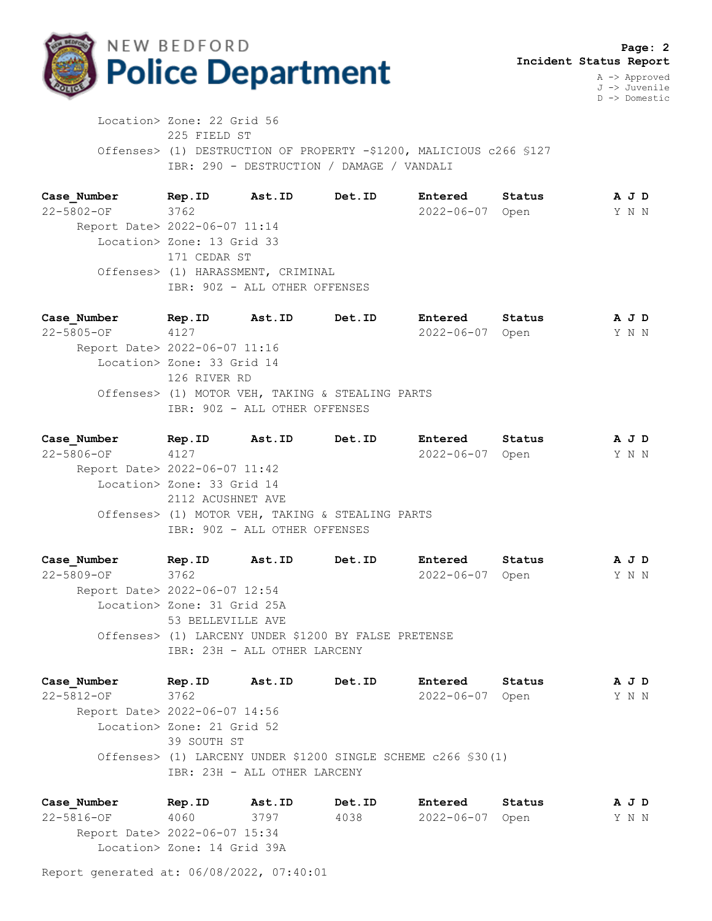Location> Zone: 22 Grid 56
225 FIELD ST
Offenses> (1) DESTRUCTION OF PROPERTY -$1200, MALICIOUS c266 §127
IBR: 290 - DESTRUCTION / DAMAGE / VANDALI

| Case_Number | Rep.ID | Ast.ID | Det.ID | Entered | Status | A J D |
|---|---|---|---|---|---|---|
| 22-5802-OF | 3762 | | | 2022-06-07 | Open | Y N N |

Report Date> 2022-06-07 11:14
Location> Zone: 13 Grid 33
171 CEDAR ST
Offenses> (1) HARASSMENT, CRIMINAL
IBR: 90Z - ALL OTHER OFFENSES

| Case_Number | Rep.ID | Ast.ID | Det.ID | Entered | Status | A J D |
|---|---|---|---|---|---|---|
| 22-5805-OF | 4127 | | | 2022-06-07 | Open | Y N N |

Report Date> 2022-06-07 11:16
Location> Zone: 33 Grid 14
126 RIVER RD
Offenses> (1) MOTOR VEH, TAKING & STEALING PARTS
IBR: 90Z - ALL OTHER OFFENSES

| Case_Number | Rep.ID | Ast.ID | Det.ID | Entered | Status | A J D |
|---|---|---|---|---|---|---|
| 22-5806-OF | 4127 | | | 2022-06-07 | Open | Y N N |

Report Date> 2022-06-07 11:42
Location> Zone: 33 Grid 14
2112 ACUSHNET AVE
Offenses> (1) MOTOR VEH, TAKING & STEALING PARTS
IBR: 90Z - ALL OTHER OFFENSES

| Case_Number | Rep.ID | Ast.ID | Det.ID | Entered | Status | A J D |
|---|---|---|---|---|---|---|
| 22-5809-OF | 3762 | | | 2022-06-07 | Open | Y N N |

Report Date> 2022-06-07 12:54
Location> Zone: 31 Grid 25A
53 BELLEVILLE AVE
Offenses> (1) LARCENY UNDER $1200 BY FALSE PRETENSE
IBR: 23H - ALL OTHER LARCENY

| Case_Number | Rep.ID | Ast.ID | Det.ID | Entered | Status | A J D |
|---|---|---|---|---|---|---|
| 22-5812-OF | 3762 | | | 2022-06-07 | Open | Y N N |

Report Date> 2022-06-07 14:56
Location> Zone: 21 Grid 52
39 SOUTH ST
Offenses> (1) LARCENY UNDER $1200 SINGLE SCHEME c266 §30(1)
IBR: 23H - ALL OTHER LARCENY

| Case_Number | Rep.ID | Ast.ID | Det.ID | Entered | Status | A J D |
|---|---|---|---|---|---|---|
| 22-5816-OF | 4060 | 3797 | 4038 | 2022-06-07 | Open | Y N N |

Report Date> 2022-06-07 15:34
Location> Zone: 14 Grid 39A

Report generated at: 06/08/2022, 07:40:01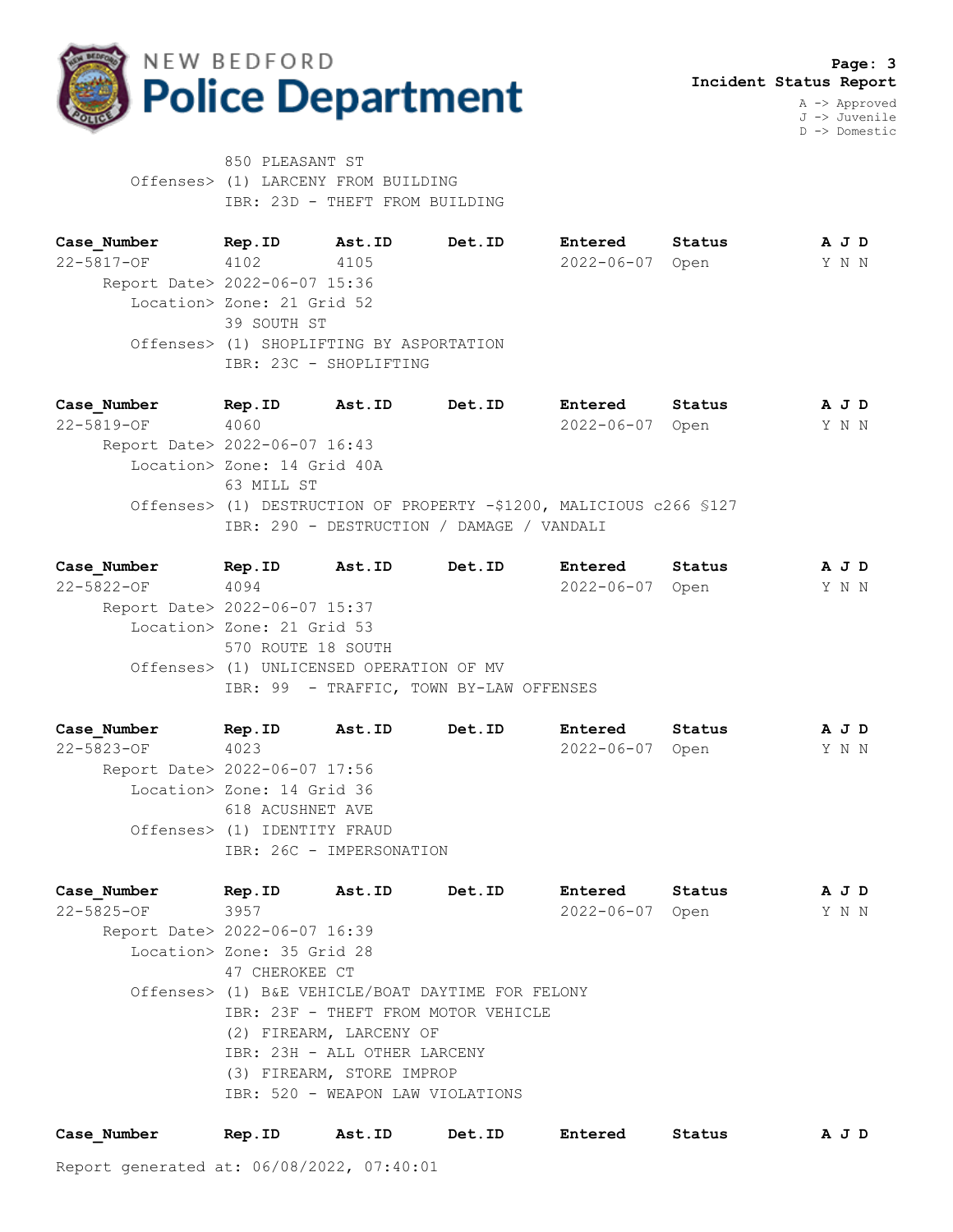850 PLEASANT ST
Offenses> (1) LARCENY FROM BUILDING
IBR: 23D - THEFT FROM BUILDING

| Case_Number | Rep.ID | Ast.ID | Det.ID | Entered | Status | A J D |
|---|---|---|---|---|---|---|
| 22-5817-OF | 4102 | 4105 | | 2022-06-07 | Open | Y N N |

Report Date> 2022-06-07 15:36
Location> Zone: 21 Grid 52
39 SOUTH ST
Offenses> (1) SHOPLIFTING BY ASPORTATION
IBR: 23C - SHOPLIFTING

| Case_Number | Rep.ID | Ast.ID | Det.ID | Entered | Status | A J D |
|---|---|---|---|---|---|---|
| 22-5819-OF | 4060 | | | 2022-06-07 | Open | Y N N |

Report Date> 2022-06-07 16:43
Location> Zone: 14 Grid 40A
63 MILL ST
Offenses> (1) DESTRUCTION OF PROPERTY -$1200, MALICIOUS c266 §127
IBR: 290 - DESTRUCTION / DAMAGE / VANDALI

| Case_Number | Rep.ID | Ast.ID | Det.ID | Entered | Status | A J D |
|---|---|---|---|---|---|---|
| 22-5822-OF | 4094 | | | 2022-06-07 | Open | Y N N |

Report Date> 2022-06-07 15:37
Location> Zone: 21 Grid 53
570 ROUTE 18 SOUTH
Offenses> (1) UNLICENSED OPERATION OF MV
IBR: 99 - TRAFFIC, TOWN BY-LAW OFFENSES

| Case_Number | Rep.ID | Ast.ID | Det.ID | Entered | Status | A J D |
|---|---|---|---|---|---|---|
| 22-5823-OF | 4023 | | | 2022-06-07 | Open | Y N N |

Report Date> 2022-06-07 17:56
Location> Zone: 14 Grid 36
618 ACUSHNET AVE
Offenses> (1) IDENTITY FRAUD
IBR: 26C - IMPERSONATION

| Case_Number | Rep.ID | Ast.ID | Det.ID | Entered | Status | A J D |
|---|---|---|---|---|---|---|
| 22-5825-OF | 3957 | | | 2022-06-07 | Open | Y N N |

Report Date> 2022-06-07 16:39
Location> Zone: 35 Grid 28
47 CHEROKEE CT
Offenses> (1) B&E VEHICLE/BOAT DAYTIME FOR FELONY
IBR: 23F - THEFT FROM MOTOR VEHICLE
(2) FIREARM, LARCENY OF
IBR: 23H - ALL OTHER LARCENY
(3) FIREARM, STORE IMPROP
IBR: 520 - WEAPON LAW VIOLATIONS

| Case_Number | Rep.ID | Ast.ID | Det.ID | Entered | Status | A J D |
|---|---|---|---|---|---|---|

Report generated at: 06/08/2022, 07:40:01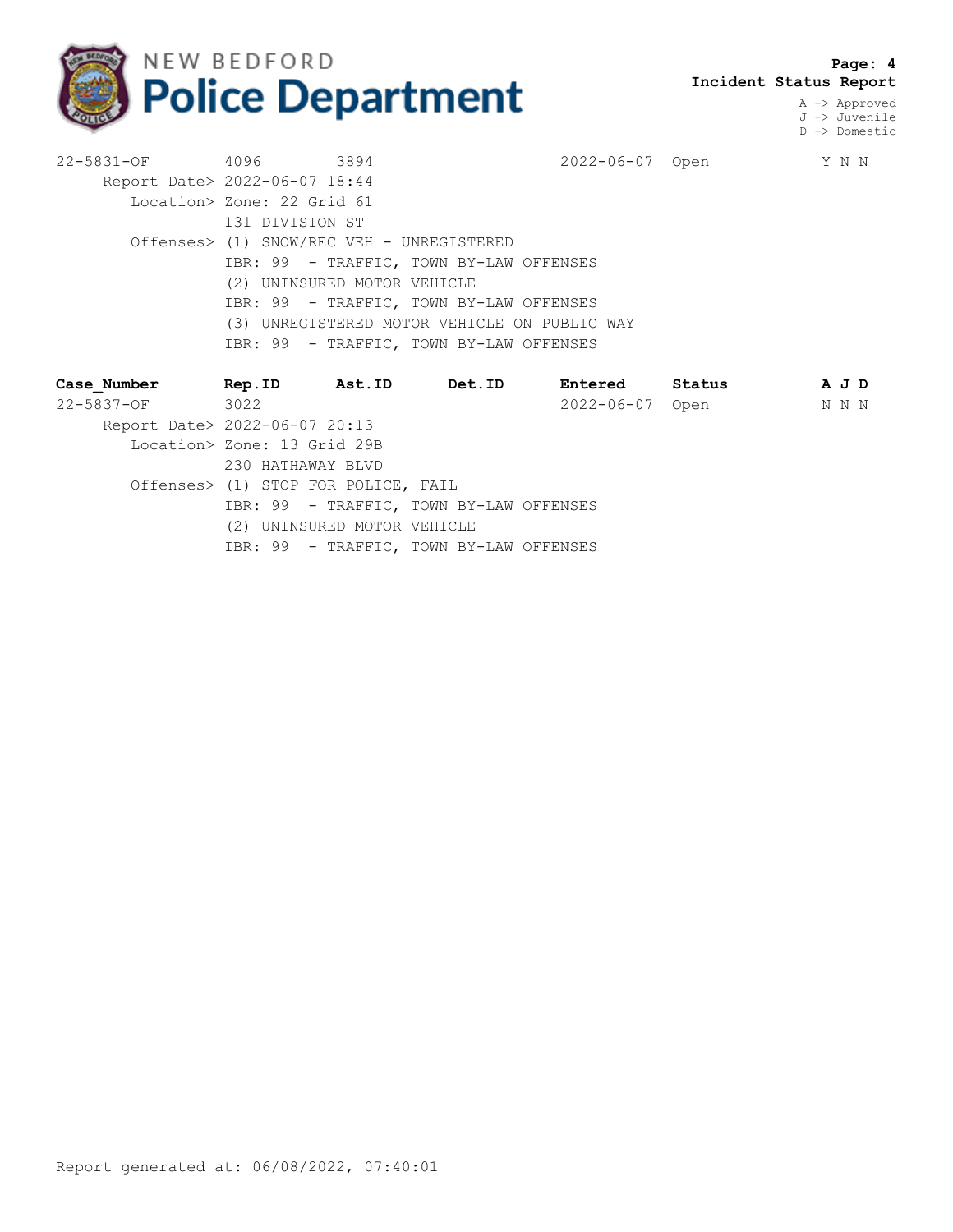# NEW BEDFORD Police Department

**Incident Status Report**

A -> Approved
J -> Juvenile
D -> Domestic

```
22-5831-OF        4096        3894                        2022-06-07  Open          Y N N
     Report Date> 2022-06-07 18:44
        Location> Zone: 22 Grid 61
                  131 DIVISION ST
        Offenses> (1) SNOW/REC VEH - UNREGISTERED
                  IBR: 99  - TRAFFIC, TOWN BY-LAW OFFENSES
                  (2) UNINSURED MOTOR VEHICLE
                  IBR: 99  - TRAFFIC, TOWN BY-LAW OFFENSES
                  (3) UNREGISTERED MOTOR VEHICLE ON PUBLIC WAY
                  IBR: 99  - TRAFFIC, TOWN BY-LAW OFFENSES
```

| Case_Number | Rep.ID | Ast.ID | Det.ID | Entered | Status | A J D |
|---|---|---|---|---|---|---|
| 22-5837-OF | 3022 | | | 2022-06-07 | Open | N N N |

```
     Report Date> 2022-06-07 20:13
        Location> Zone: 13 Grid 29B
                  230 HATHAWAY BLVD
        Offenses> (1) STOP FOR POLICE, FAIL
                  IBR: 99  - TRAFFIC, TOWN BY-LAW OFFENSES
                  (2) UNINSURED MOTOR VEHICLE
                  IBR: 99  - TRAFFIC, TOWN BY-LAW OFFENSES
```

Report generated at: 06/08/2022, 07:40:01